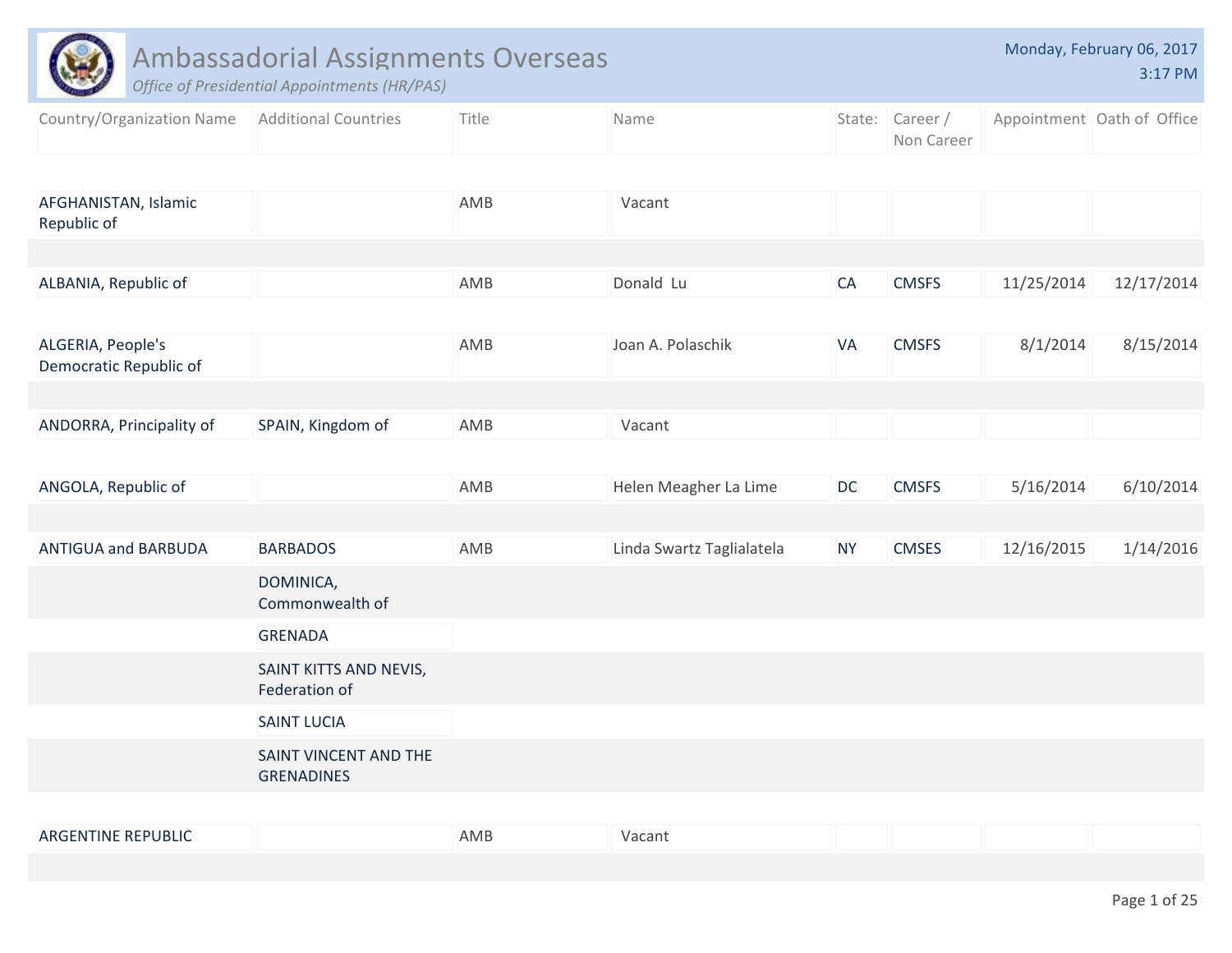# Ambassadorial Assignments Overseas

*Office of Presidential Appointments (HR/PAS)*

Monday, February 06, 2017
3:17 PM

| Country/Organization Name | Additional Countries | Title | Name | State: | Career / Non Career | Appointment | Oath of Office |
|---|---|---|---|---|---|---|---|
| AFGHANISTAN, Islamic Republic of | | AMB | Vacant | | | | |
| ALBANIA, Republic of | | AMB | Donald Lu | CA | CMSFS | 11/25/2014 | 12/17/2014 |
| ALGERIA, People's Democratic Republic of | | AMB | Joan A. Polaschik | VA | CMSFS | 8/1/2014 | 8/15/2014 |
| ANDORRA, Principality of | SPAIN, Kingdom of | AMB | Vacant | | | | |
| ANGOLA, Republic of | | AMB | Helen Meagher La Lime | DC | CMSFS | 5/16/2014 | 6/10/2014 |
| ANTIGUA and BARBUDA | BARBADOS | AMB | Linda Swartz Taglialatela | NY | CMSES | 12/16/2015 | 1/14/2016 |
| | DOMINICA, Commonwealth of | | | | | | |
| | GRENADA | | | | | | |
| | SAINT KITTS AND NEVIS, Federation of | | | | | | |
| | SAINT LUCIA | | | | | | |
| | SAINT VINCENT AND THE GRENADINES | | | | | | |
| ARGENTINE REPUBLIC | | AMB | Vacant | | | | |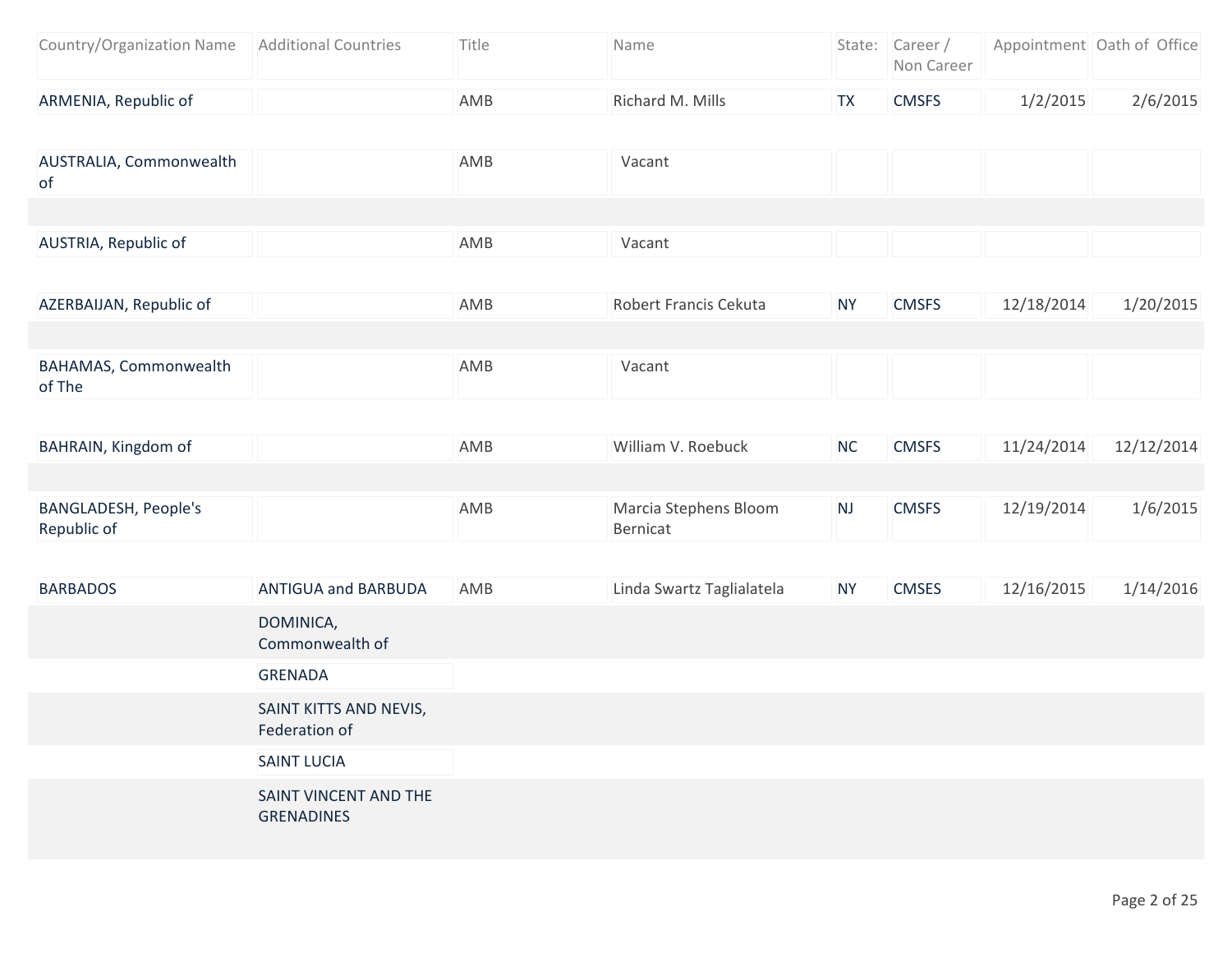| Country/Organization Name | Additional Countries | Title | Name | State: | Career / Non Career | Appointment | Oath of Office |
|---|---|---|---|---|---|---|---|
| ARMENIA, Republic of | | AMB | Richard M. Mills | TX | CMSFS | 1/2/2015 | 2/6/2015 |
| AUSTRALIA, Commonwealth of | | AMB | Vacant | | | | |
| AUSTRIA, Republic of | | AMB | Vacant | | | | |
| AZERBAIJAN, Republic of | | AMB | Robert Francis Cekuta | NY | CMSFS | 12/18/2014 | 1/20/2015 |
| BAHAMAS, Commonwealth of The | | AMB | Vacant | | | | |
| BAHRAIN, Kingdom of | | AMB | William V. Roebuck | NC | CMSFS | 11/24/2014 | 12/12/2014 |
| BANGLADESH, People's Republic of | | AMB | Marcia Stephens Bloom Bernicat | NJ | CMSFS | 12/19/2014 | 1/6/2015 |
| BARBADOS | ANTIGUA and BARBUDA | AMB | Linda Swartz Taglialatela | NY | CMSES | 12/16/2015 | 1/14/2016 |
| | DOMINICA, Commonwealth of | | | | | | |
| | GRENADA | | | | | | |
| | SAINT KITTS AND NEVIS, Federation of | | | | | | |
| | SAINT LUCIA | | | | | | |
| | SAINT VINCENT AND THE GRENADINES | | | | | | |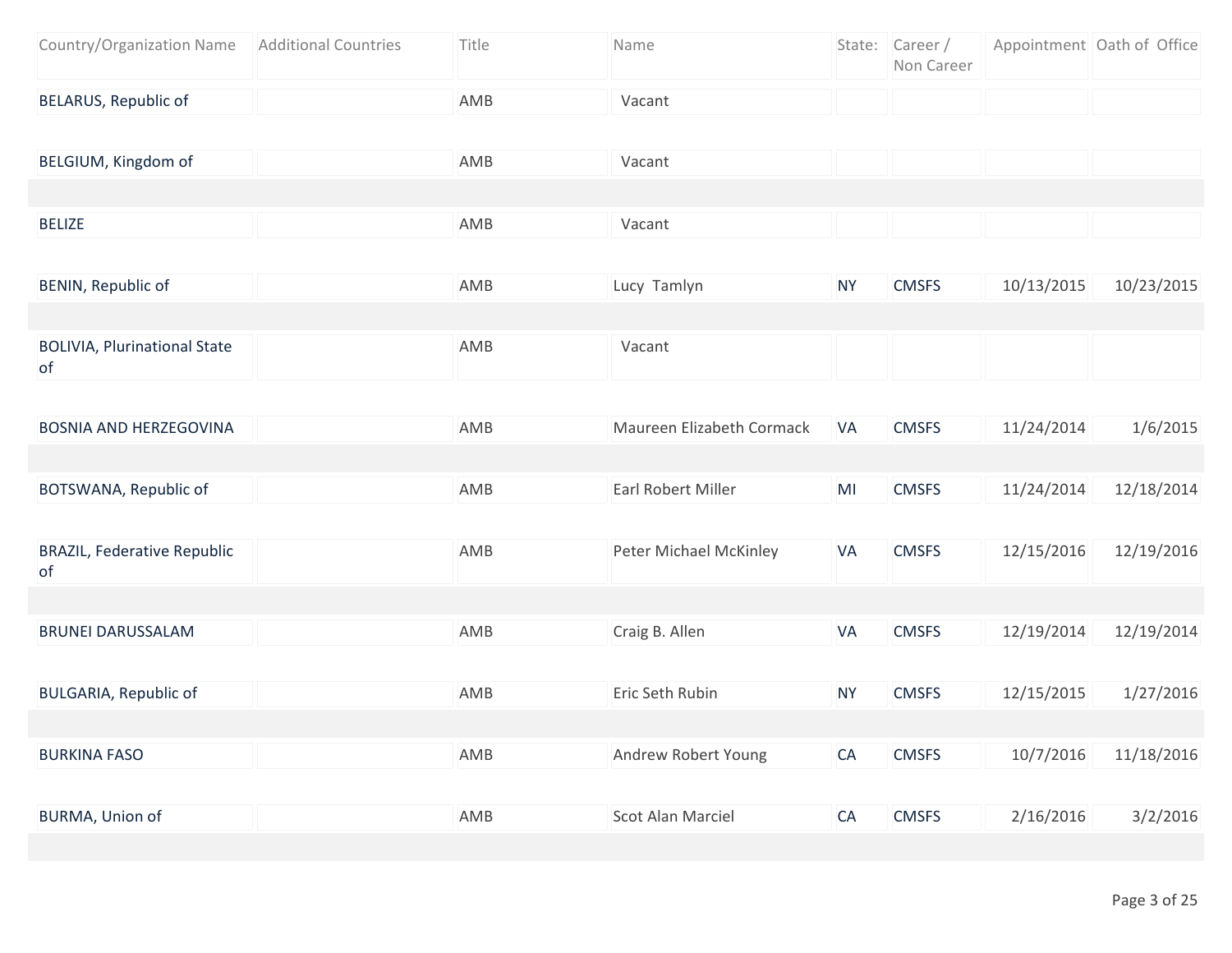| Country/Organization Name | Additional Countries | Title | Name | State: | Career / Non Career | Appointment | Oath of Office |
|---|---|---|---|---|---|---|---|
| BELARUS, Republic of | | AMB | Vacant | | | | |
| BELGIUM, Kingdom of | | AMB | Vacant | | | | |
| BELIZE | | AMB | Vacant | | | | |
| BENIN, Republic of | | AMB | Lucy Tamlyn | NY | CMSFS | 10/13/2015 | 10/23/2015 |
| BOLIVIA, Plurinational State of | | AMB | Vacant | | | | |
| BOSNIA AND HERZEGOVINA | | AMB | Maureen Elizabeth Cormack | VA | CMSFS | 11/24/2014 | 1/6/2015 |
| BOTSWANA, Republic of | | AMB | Earl Robert Miller | MI | CMSFS | 11/24/2014 | 12/18/2014 |
| BRAZIL, Federative Republic of | | AMB | Peter Michael McKinley | VA | CMSFS | 12/15/2016 | 12/19/2016 |
| BRUNEI DARUSSALAM | | AMB | Craig B. Allen | VA | CMSFS | 12/19/2014 | 12/19/2014 |
| BULGARIA, Republic of | | AMB | Eric Seth Rubin | NY | CMSFS | 12/15/2015 | 1/27/2016 |
| BURKINA FASO | | AMB | Andrew Robert Young | CA | CMSFS | 10/7/2016 | 11/18/2016 |
| BURMA, Union of | | AMB | Scot Alan Marciel | CA | CMSFS | 2/16/2016 | 3/2/2016 |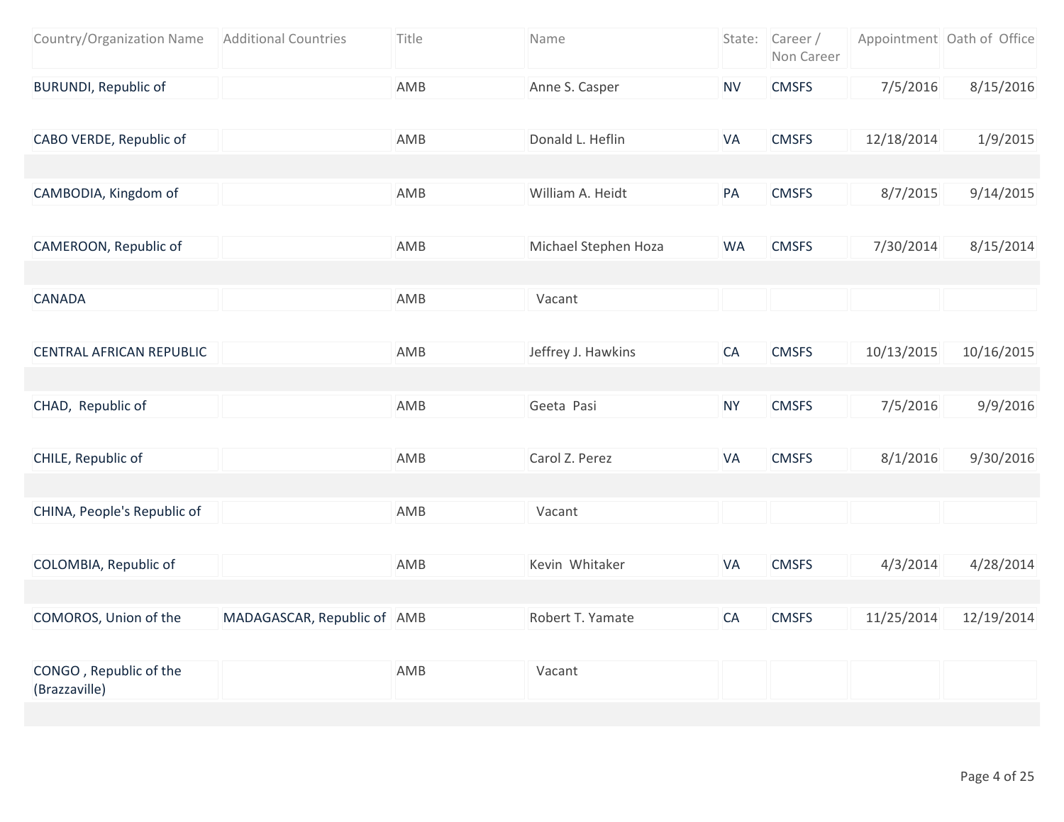| Country/Organization Name | Additional Countries | Title | Name | State: | Career / Non Career | Appointment | Oath of Office |
|---|---|---|---|---|---|---|---|
| BURUNDI, Republic of | | AMB | Anne S. Casper | NV | CMSFS | 7/5/2016 | 8/15/2016 |
| CABO VERDE, Republic of | | AMB | Donald L. Heflin | VA | CMSFS | 12/18/2014 | 1/9/2015 |
| CAMBODIA, Kingdom of | | AMB | William A. Heidt | PA | CMSFS | 8/7/2015 | 9/14/2015 |
| CAMEROON, Republic of | | AMB | Michael Stephen Hoza | WA | CMSFS | 7/30/2014 | 8/15/2014 |
| CANADA | | AMB | Vacant | | | | |
| CENTRAL AFRICAN REPUBLIC | | AMB | Jeffrey J. Hawkins | CA | CMSFS | 10/13/2015 | 10/16/2015 |
| CHAD, Republic of | | AMB | Geeta Pasi | NY | CMSFS | 7/5/2016 | 9/9/2016 |
| CHILE, Republic of | | AMB | Carol Z. Perez | VA | CMSFS | 8/1/2016 | 9/30/2016 |
| CHINA, People's Republic of | | AMB | Vacant | | | | |
| COLOMBIA, Republic of | | AMB | Kevin Whitaker | VA | CMSFS | 4/3/2014 | 4/28/2014 |
| COMOROS, Union of the | MADAGASCAR, Republic of | AMB | Robert T. Yamate | CA | CMSFS | 11/25/2014 | 12/19/2014 |
| CONGO , Republic of the (Brazzaville) | | AMB | Vacant | | | | |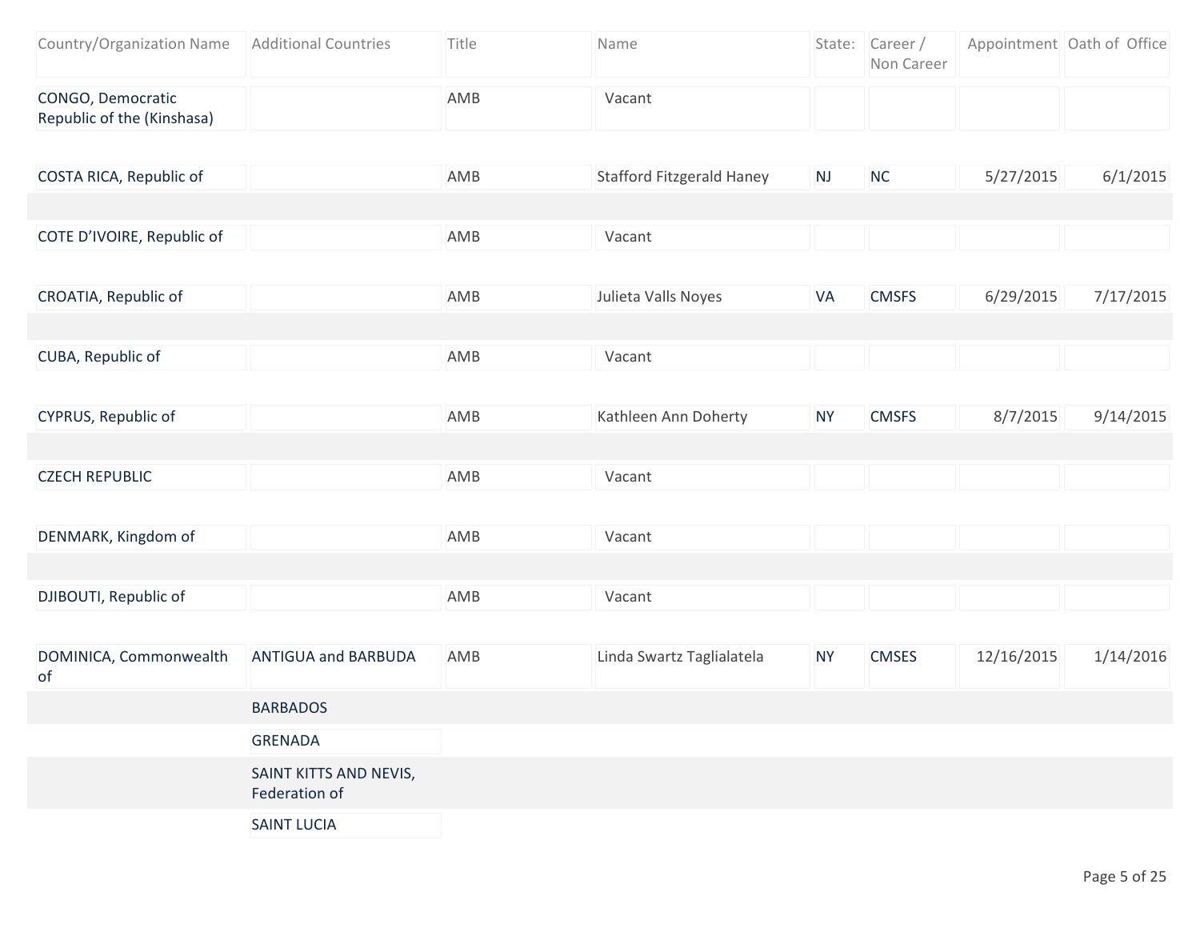| Country/Organization Name | Additional Countries | Title | Name | State: | Career / Non Career | Appointment | Oath of Office |
|---|---|---|---|---|---|---|---|
| CONGO, Democratic Republic of the (Kinshasa) | | AMB | Vacant | | | | |
| COSTA RICA, Republic of | | AMB | Stafford Fitzgerald Haney | NJ | NC | 5/27/2015 | 6/1/2015 |
| COTE D'IVOIRE, Republic of | | AMB | Vacant | | | | |
| CROATIA, Republic of | | AMB | Julieta Valls Noyes | VA | CMSFS | 6/29/2015 | 7/17/2015 |
| CUBA, Republic of | | AMB | Vacant | | | | |
| CYPRUS, Republic of | | AMB | Kathleen Ann Doherty | NY | CMSFS | 8/7/2015 | 9/14/2015 |
| CZECH REPUBLIC | | AMB | Vacant | | | | |
| DENMARK, Kingdom of | | AMB | Vacant | | | | |
| DJIBOUTI, Republic of | | AMB | Vacant | | | | |
| DOMINICA, Commonwealth of | ANTIGUA and BARBUDA | AMB | Linda Swartz Taglialatela | NY | CMSES | 12/16/2015 | 1/14/2016 |
| | BARBADOS | | | | | | |
| | GRENADA | | | | | | |
| | SAINT KITTS AND NEVIS, Federation of | | | | | | |
| | SAINT LUCIA | | | | | | |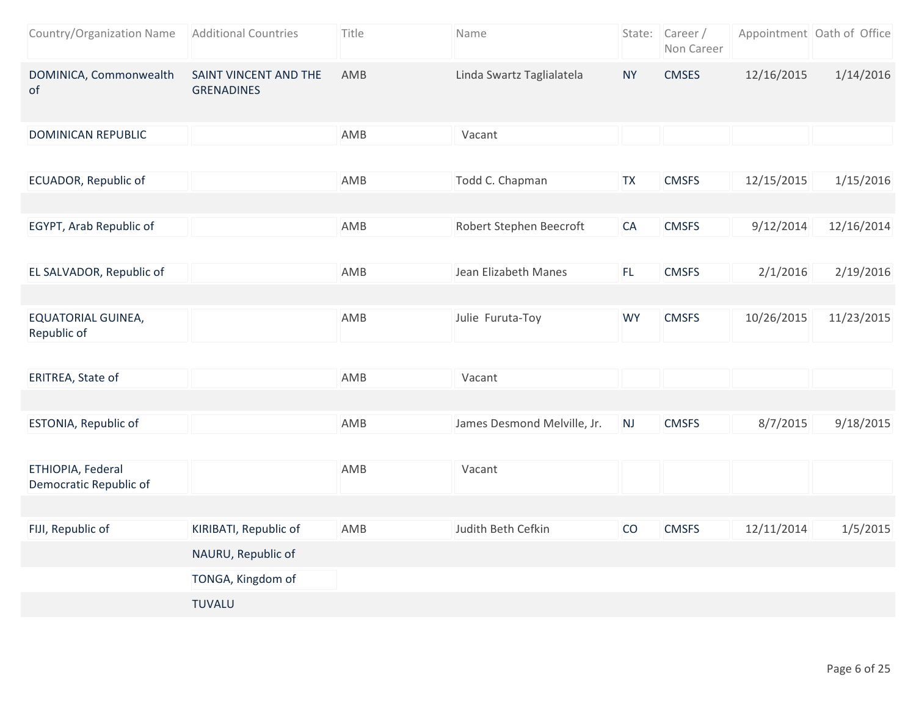| Country/Organization Name | Additional Countries | Title | Name | State: | Career / Non Career | Appointment | Oath of Office |
|---|---|---|---|---|---|---|---|
| DOMINICA, Commonwealth of | SAINT VINCENT AND THE GRENADINES | AMB | Linda Swartz Taglialatela | NY | CMSES | 12/16/2015 | 1/14/2016 |
| DOMINICAN REPUBLIC | | AMB | Vacant | | | | |
| ECUADOR, Republic of | | AMB | Todd C. Chapman | TX | CMSFS | 12/15/2015 | 1/15/2016 |
| EGYPT, Arab Republic of | | AMB | Robert Stephen Beecroft | CA | CMSFS | 9/12/2014 | 12/16/2014 |
| EL SALVADOR, Republic of | | AMB | Jean Elizabeth Manes | FL | CMSFS | 2/1/2016 | 2/19/2016 |
| EQUATORIAL GUINEA, Republic of | | AMB | Julie Furuta-Toy | WY | CMSFS | 10/26/2015 | 11/23/2015 |
| ERITREA, State of | | AMB | Vacant | | | | |
| ESTONIA, Republic of | | AMB | James Desmond Melville, Jr. | NJ | CMSFS | 8/7/2015 | 9/18/2015 |
| ETHIOPIA, Federal Democratic Republic of | | AMB | Vacant | | | | |
| FIJI, Republic of | KIRIBATI, Republic of | AMB | Judith Beth Cefkin | CO | CMSFS | 12/11/2014 | 1/5/2015 |
| | NAURU, Republic of | | | | | | |
| | TONGA, Kingdom of | | | | | | |
| | TUVALU | | | | | | |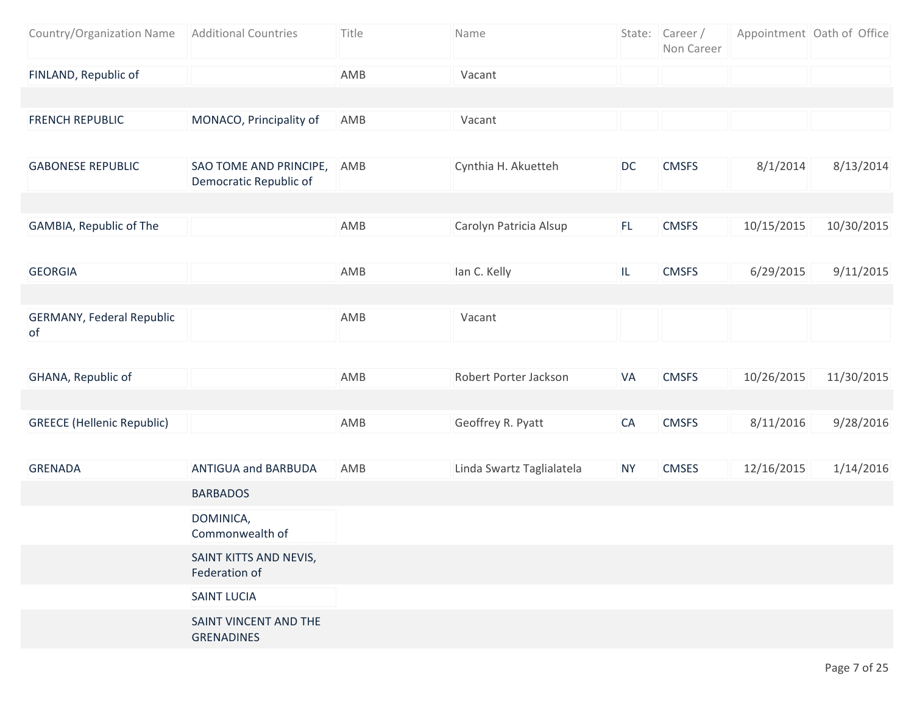| Country/Organization Name | Additional Countries | Title | Name | State: | Career / Non Career | Appointment | Oath of Office |
|---|---|---|---|---|---|---|---|
| FINLAND, Republic of | | AMB | Vacant | | | | |
| FRENCH REPUBLIC | MONACO, Principality of | AMB | Vacant | | | | |
| GABONESE REPUBLIC | SAO TOME AND PRINCIPE, Democratic Republic of | AMB | Cynthia H. Akuetteh | DC | CMSFS | 8/1/2014 | 8/13/2014 |
| GAMBIA, Republic of The | | AMB | Carolyn Patricia Alsup | FL | CMSFS | 10/15/2015 | 10/30/2015 |
| GEORGIA | | AMB | Ian C. Kelly | IL | CMSFS | 6/29/2015 | 9/11/2015 |
| GERMANY, Federal Republic of | | AMB | Vacant | | | | |
| GHANA, Republic of | | AMB | Robert Porter Jackson | VA | CMSFS | 10/26/2015 | 11/30/2015 |
| GREECE (Hellenic Republic) | | AMB | Geoffrey R. Pyatt | CA | CMSFS | 8/11/2016 | 9/28/2016 |
| GRENADA | ANTIGUA and BARBUDA | AMB | Linda Swartz Taglialatela | NY | CMSES | 12/16/2015 | 1/14/2016 |
| | BARBADOS | | | | | | |
| | DOMINICA, Commonwealth of | | | | | | |
| | SAINT KITTS AND NEVIS, Federation of | | | | | | |
| | SAINT LUCIA | | | | | | |
| | SAINT VINCENT AND THE GRENADINES | | | | | | |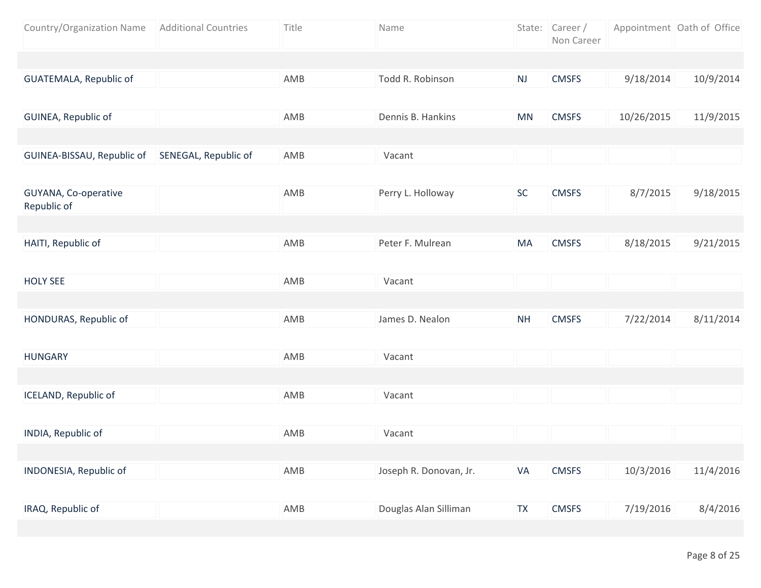| Country/Organization Name | Additional Countries | Title | Name | State: | Career / Non Career | Appointment | Oath of Office |
|---|---|---|---|---|---|---|---|
| GUATEMALA, Republic of | | AMB | Todd R. Robinson | NJ | CMSFS | 9/18/2014 | 10/9/2014 |
| GUINEA, Republic of | | AMB | Dennis B. Hankins | MN | CMSFS | 10/26/2015 | 11/9/2015 |
| GUINEA-BISSAU, Republic of | SENEGAL, Republic of | AMB | Vacant | | | | |
| GUYANA, Co-operative Republic of | | AMB | Perry L. Holloway | SC | CMSFS | 8/7/2015 | 9/18/2015 |
| HAITI, Republic of | | AMB | Peter F. Mulrean | MA | CMSFS | 8/18/2015 | 9/21/2015 |
| HOLY SEE | | AMB | Vacant | | | | |
| HONDURAS, Republic of | | AMB | James D. Nealon | NH | CMSFS | 7/22/2014 | 8/11/2014 |
| HUNGARY | | AMB | Vacant | | | | |
| ICELAND, Republic of | | AMB | Vacant | | | | |
| INDIA, Republic of | | AMB | Vacant | | | | |
| INDONESIA, Republic of | | AMB | Joseph R. Donovan, Jr. | VA | CMSFS | 10/3/2016 | 11/4/2016 |
| IRAQ, Republic of | | AMB | Douglas Alan Silliman | TX | CMSFS | 7/19/2016 | 8/4/2016 |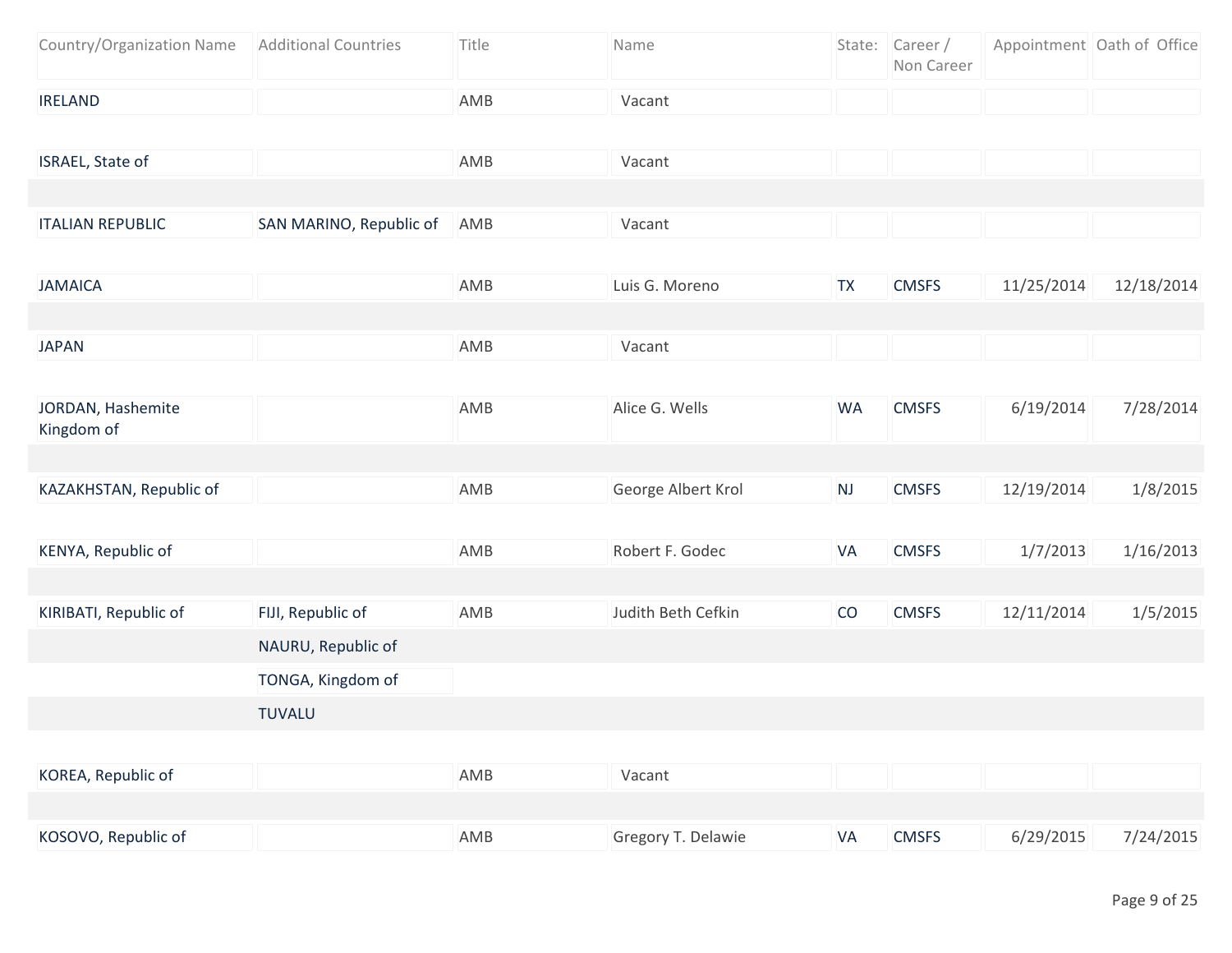| Country/Organization Name | Additional Countries | Title | Name | State: | Career / Non Career | Appointment | Oath of Office |
|---|---|---|---|---|---|---|---|
| IRELAND | | AMB | Vacant | | | | |
| ISRAEL, State of | | AMB | Vacant | | | | |
| ITALIAN REPUBLIC | SAN MARINO, Republic of | AMB | Vacant | | | | |
| JAMAICA | | AMB | Luis G. Moreno | TX | CMSFS | 11/25/2014 | 12/18/2014 |
| JAPAN | | AMB | Vacant | | | | |
| JORDAN, Hashemite Kingdom of | | AMB | Alice G. Wells | WA | CMSFS | 6/19/2014 | 7/28/2014 |
| KAZAKHSTAN, Republic of | | AMB | George Albert Krol | NJ | CMSFS | 12/19/2014 | 1/8/2015 |
| KENYA, Republic of | | AMB | Robert F. Godec | VA | CMSFS | 1/7/2013 | 1/16/2013 |
| KIRIBATI, Republic of | FIJI, Republic of | AMB | Judith Beth Cefkin | CO | CMSFS | 12/11/2014 | 1/5/2015 |
| | NAURU, Republic of | | | | | | |
| | TONGA, Kingdom of | | | | | | |
| | TUVALU | | | | | | |
| KOREA, Republic of | | AMB | Vacant | | | | |
| KOSOVO, Republic of | | AMB | Gregory T. Delawie | VA | CMSFS | 6/29/2015 | 7/24/2015 |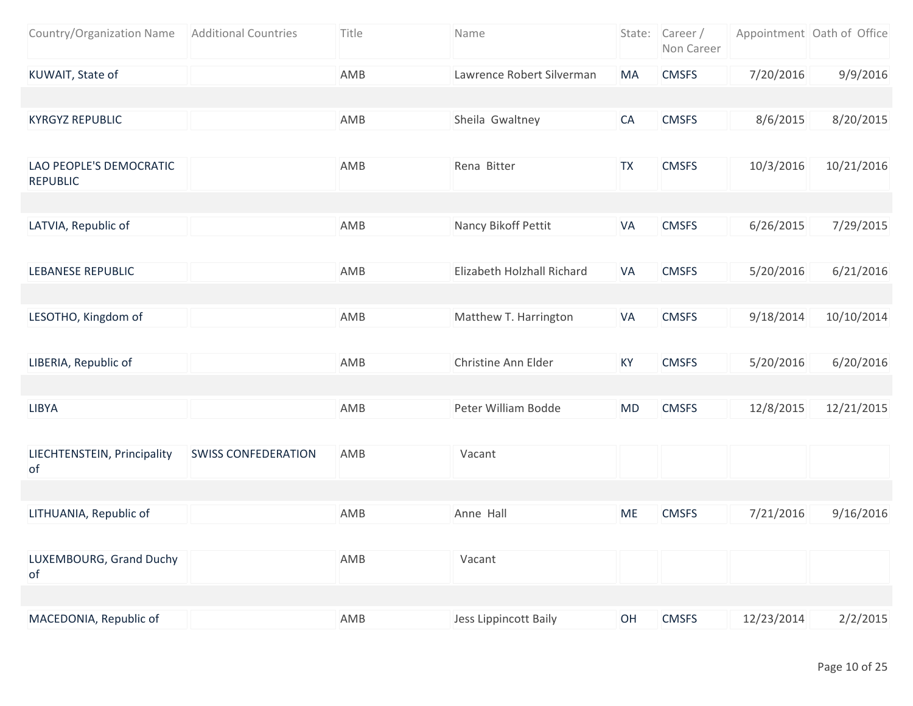| Country/Organization Name | Additional Countries | Title | Name | State: | Career / Non Career | Appointment | Oath of Office |
|---|---|---|---|---|---|---|---|
| KUWAIT, State of | | AMB | Lawrence Robert Silverman | MA | CMSFS | 7/20/2016 | 9/9/2016 |
| KYRGYZ REPUBLIC | | AMB | Sheila Gwaltney | CA | CMSFS | 8/6/2015 | 8/20/2015 |
| LAO PEOPLE'S DEMOCRATIC REPUBLIC | | AMB | Rena Bitter | TX | CMSFS | 10/3/2016 | 10/21/2016 |
| LATVIA, Republic of | | AMB | Nancy Bikoff Pettit | VA | CMSFS | 6/26/2015 | 7/29/2015 |
| LEBANESE REPUBLIC | | AMB | Elizabeth Holzhall Richard | VA | CMSFS | 5/20/2016 | 6/21/2016 |
| LESOTHO, Kingdom of | | AMB | Matthew T. Harrington | VA | CMSFS | 9/18/2014 | 10/10/2014 |
| LIBERIA, Republic of | | AMB | Christine Ann Elder | KY | CMSFS | 5/20/2016 | 6/20/2016 |
| LIBYA | | AMB | Peter William Bodde | MD | CMSFS | 12/8/2015 | 12/21/2015 |
| LIECHTENSTEIN, Principality of | SWISS CONFEDERATION | AMB | Vacant | | | | |
| LITHUANIA, Republic of | | AMB | Anne Hall | ME | CMSFS | 7/21/2016 | 9/16/2016 |
| LUXEMBOURG, Grand Duchy of | | AMB | Vacant | | | | |
| MACEDONIA, Republic of | | AMB | Jess Lippincott Baily | OH | CMSFS | 12/23/2014 | 2/2/2015 |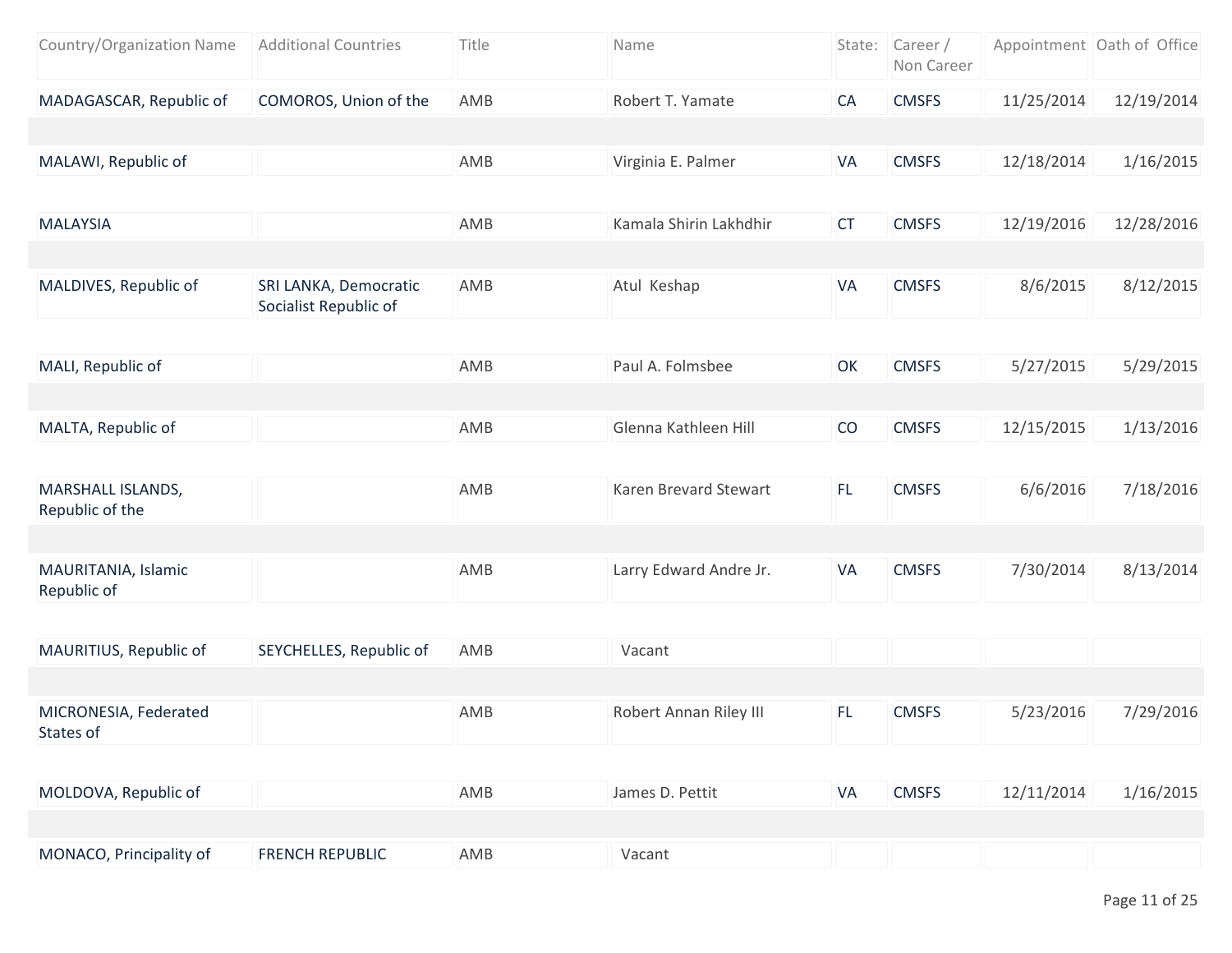| Country/Organization Name | Additional Countries | Title | Name | State: | Career / Non Career | Appointment | Oath of Office |
|---|---|---|---|---|---|---|---|
| MADAGASCAR, Republic of | COMOROS, Union of the | AMB | Robert T. Yamate | CA | CMSFS | 11/25/2014 | 12/19/2014 |
| MALAWI, Republic of | | AMB | Virginia E. Palmer | VA | CMSFS | 12/18/2014 | 1/16/2015 |
| MALAYSIA | | AMB | Kamala Shirin Lakhdhir | CT | CMSFS | 12/19/2016 | 12/28/2016 |
| MALDIVES, Republic of | SRI LANKA, Democratic Socialist Republic of | AMB | Atul Keshap | VA | CMSFS | 8/6/2015 | 8/12/2015 |
| MALI, Republic of | | AMB | Paul A. Folmsbee | OK | CMSFS | 5/27/2015 | 5/29/2015 |
| MALTA, Republic of | | AMB | Glenna Kathleen Hill | CO | CMSFS | 12/15/2015 | 1/13/2016 |
| MARSHALL ISLANDS, Republic of the | | AMB | Karen Brevard Stewart | FL | CMSFS | 6/6/2016 | 7/18/2016 |
| MAURITANIA, Islamic Republic of | | AMB | Larry Edward Andre Jr. | VA | CMSFS | 7/30/2014 | 8/13/2014 |
| MAURITIUS, Republic of | SEYCHELLES, Republic of | AMB | Vacant | | | | |
| MICRONESIA, Federated States of | | AMB | Robert Annan Riley III | FL | CMSFS | 5/23/2016 | 7/29/2016 |
| MOLDOVA, Republic of | | AMB | James D. Pettit | VA | CMSFS | 12/11/2014 | 1/16/2015 |
| MONACO, Principality of | FRENCH REPUBLIC | AMB | Vacant | | | | |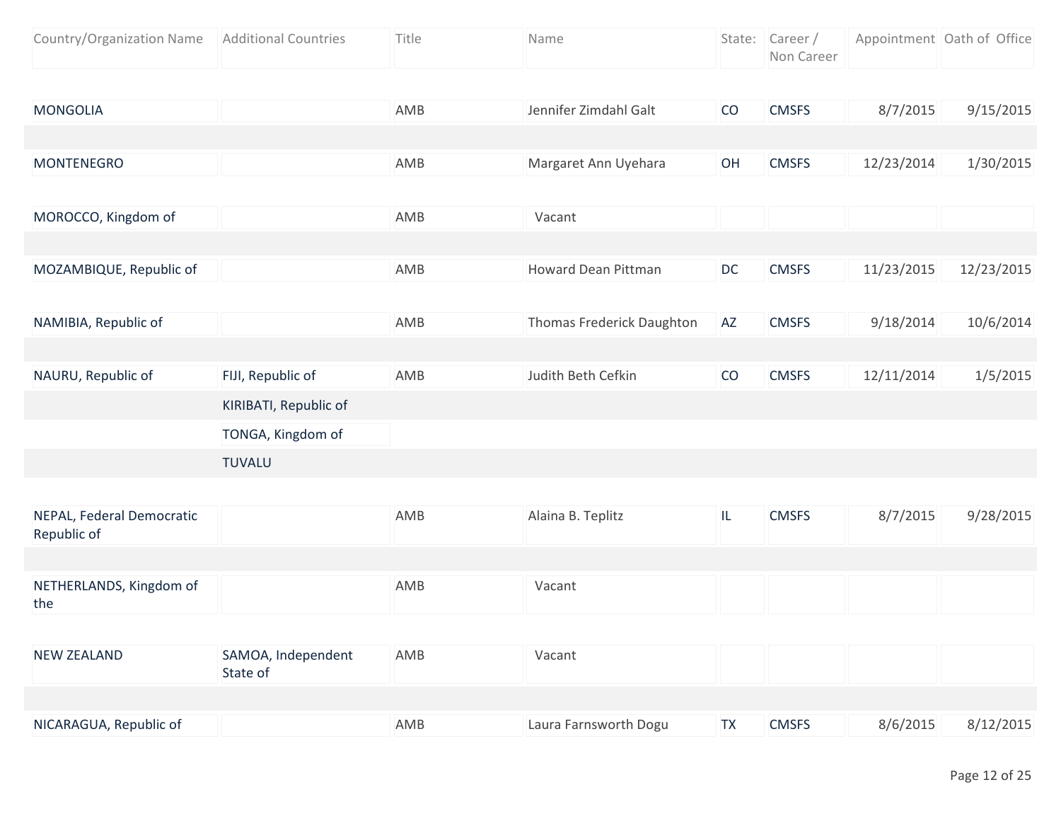| Country/Organization Name | Additional Countries | Title | Name | State: | Career / Non Career | Appointment | Oath of Office |
|---|---|---|---|---|---|---|---|
| MONGOLIA | | AMB | Jennifer Zimdahl Galt | CO | CMSFS | 8/7/2015 | 9/15/2015 |
| MONTENEGRO | | AMB | Margaret Ann Uyehara | OH | CMSFS | 12/23/2014 | 1/30/2015 |
| MOROCCO, Kingdom of | | AMB | Vacant | | | | |
| MOZAMBIQUE, Republic of | | AMB | Howard Dean Pittman | DC | CMSFS | 11/23/2015 | 12/23/2015 |
| NAMIBIA, Republic of | | AMB | Thomas Frederick Daughton | AZ | CMSFS | 9/18/2014 | 10/6/2014 |
| NAURU, Republic of | FIJI, Republic of | AMB | Judith Beth Cefkin | CO | CMSFS | 12/11/2014 | 1/5/2015 |
| | KIRIBATI, Republic of | | | | | | |
| | TONGA, Kingdom of | | | | | | |
| | TUVALU | | | | | | |
| NEPAL, Federal Democratic Republic of | | AMB | Alaina B. Teplitz | IL | CMSFS | 8/7/2015 | 9/28/2015 |
| NETHERLANDS, Kingdom of the | | AMB | Vacant | | | | |
| NEW ZEALAND | SAMOA, Independent State of | AMB | Vacant | | | | |
| NICARAGUA, Republic of | | AMB | Laura Farnsworth Dogu | TX | CMSFS | 8/6/2015 | 8/12/2015 |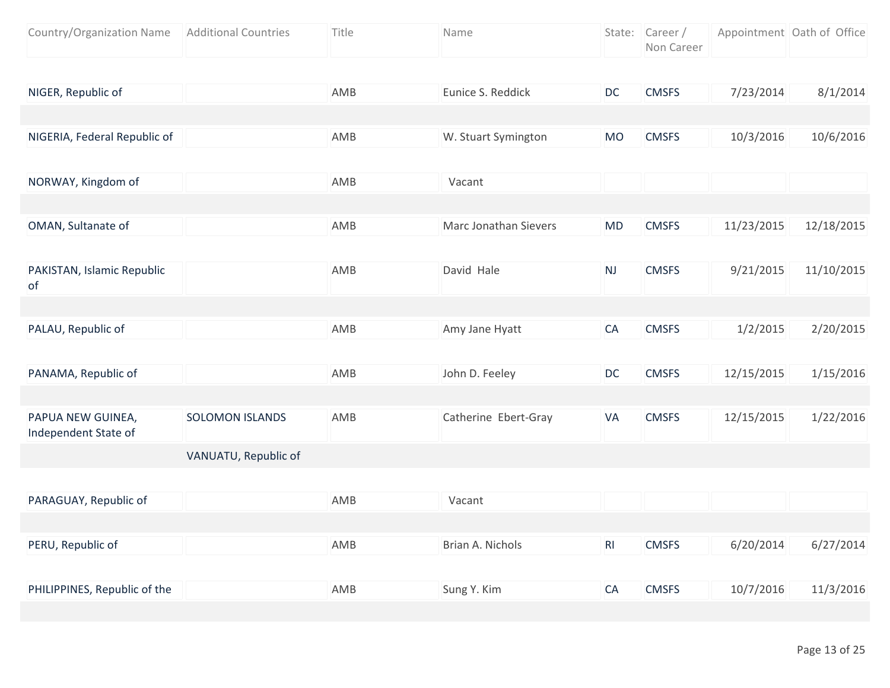| Country/Organization Name | Additional Countries | Title | Name | State: | Career / Non Career | Appointment | Oath of Office |
|---|---|---|---|---|---|---|---|
| NIGER, Republic of | | AMB | Eunice S. Reddick | DC | CMSFS | 7/23/2014 | 8/1/2014 |
| NIGERIA, Federal Republic of | | AMB | W. Stuart Symington | MO | CMSFS | 10/3/2016 | 10/6/2016 |
| NORWAY, Kingdom of | | AMB | Vacant | | | | |
| OMAN, Sultanate of | | AMB | Marc Jonathan Sievers | MD | CMSFS | 11/23/2015 | 12/18/2015 |
| PAKISTAN, Islamic Republic of | | AMB | David Hale | NJ | CMSFS | 9/21/2015 | 11/10/2015 |
| PALAU, Republic of | | AMB | Amy Jane Hyatt | CA | CMSFS | 1/2/2015 | 2/20/2015 |
| PANAMA, Republic of | | AMB | John D. Feeley | DC | CMSFS | 12/15/2015 | 1/15/2016 |
| PAPUA NEW GUINEA, Independent State of | SOLOMON ISLANDS | AMB | Catherine Ebert-Gray | VA | CMSFS | 12/15/2015 | 1/22/2016 |
| | VANUATU, Republic of | | | | | | |
| PARAGUAY, Republic of | | AMB | Vacant | | | | |
| PERU, Republic of | | AMB | Brian A. Nichols | RI | CMSFS | 6/20/2014 | 6/27/2014 |
| PHILIPPINES, Republic of the | | AMB | Sung Y. Kim | CA | CMSFS | 10/7/2016 | 11/3/2016 |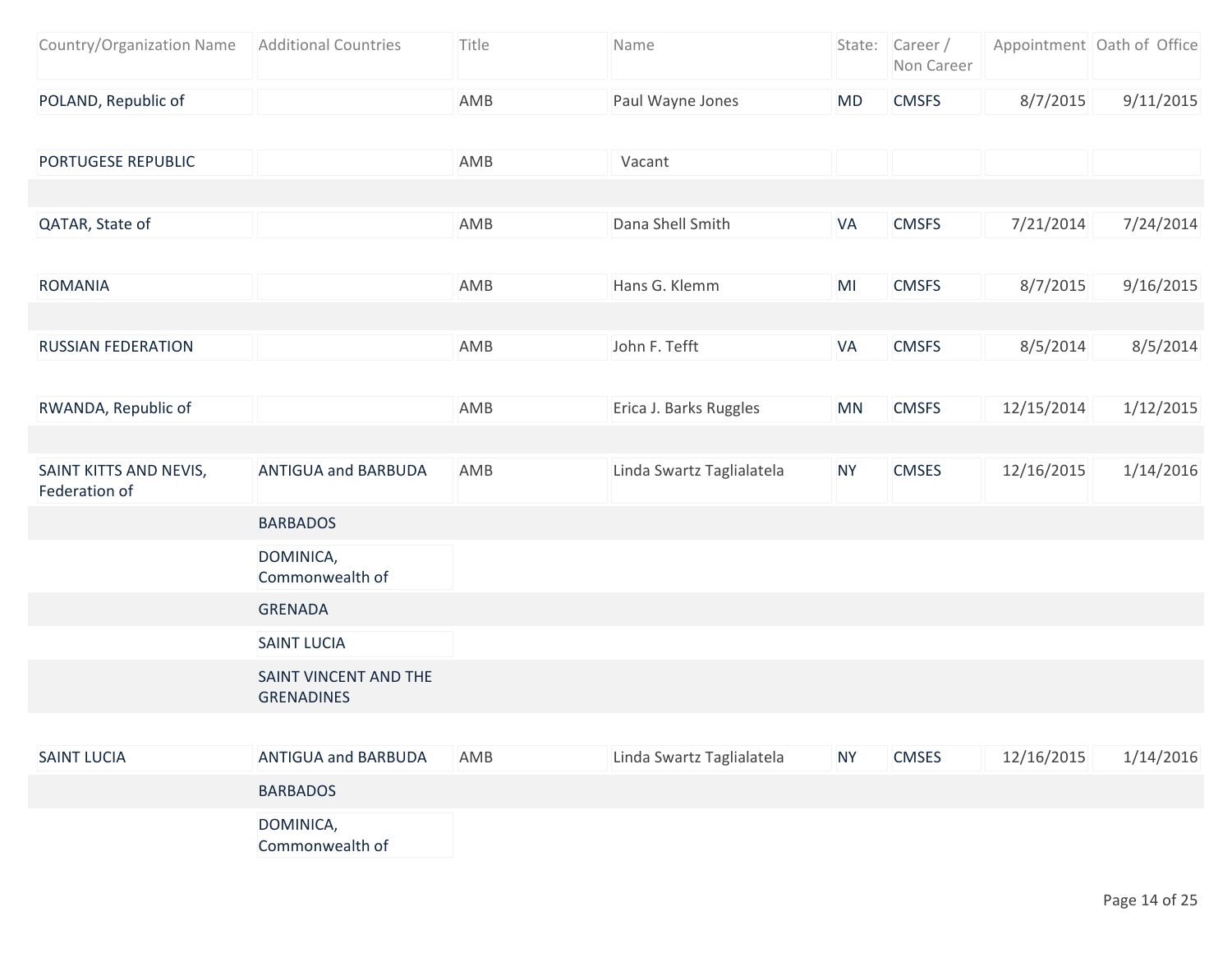| Country/Organization Name | Additional Countries | Title | Name | State: | Career / Non Career | Appointment | Oath of Office |
|---|---|---|---|---|---|---|---|
| POLAND, Republic of | | AMB | Paul Wayne Jones | MD | CMSFS | 8/7/2015 | 9/11/2015 |
| PORTUGESE REPUBLIC | | AMB | Vacant | | | | |
| QATAR, State of | | AMB | Dana Shell Smith | VA | CMSFS | 7/21/2014 | 7/24/2014 |
| ROMANIA | | AMB | Hans G. Klemm | MI | CMSFS | 8/7/2015 | 9/16/2015 |
| RUSSIAN FEDERATION | | AMB | John F. Tefft | VA | CMSFS | 8/5/2014 | 8/5/2014 |
| RWANDA, Republic of | | AMB | Erica J. Barks Ruggles | MN | CMSFS | 12/15/2014 | 1/12/2015 |
| SAINT KITTS AND NEVIS, Federation of | ANTIGUA and BARBUDA | AMB | Linda Swartz Taglialatela | NY | CMSES | 12/16/2015 | 1/14/2016 |
| | BARBADOS | | | | | | |
| | DOMINICA, Commonwealth of | | | | | | |
| | GRENADA | | | | | | |
| | SAINT LUCIA | | | | | | |
| | SAINT VINCENT AND THE GRENADINES | | | | | | |
| SAINT LUCIA | ANTIGUA and BARBUDA | AMB | Linda Swartz Taglialatela | NY | CMSES | 12/16/2015 | 1/14/2016 |
| | BARBADOS | | | | | | |
| | DOMINICA, Commonwealth of | | | | | | |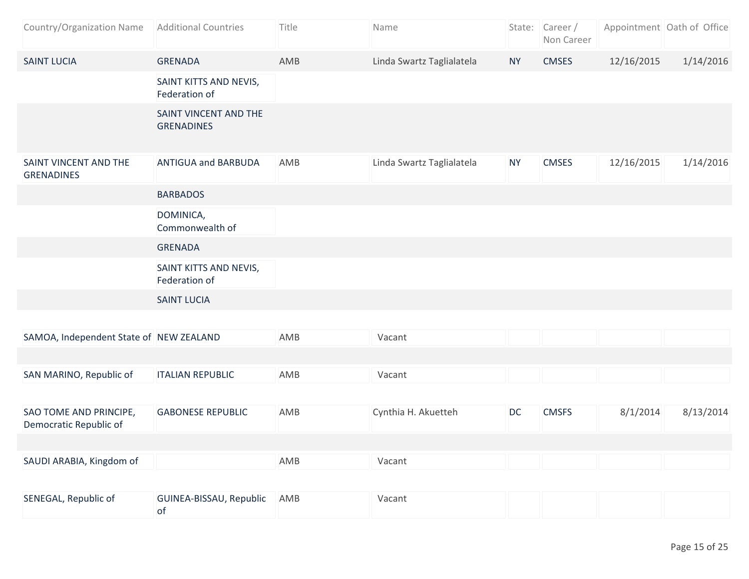| Country/Organization Name | Additional Countries | Title | Name | State: | Career / Non Career | Appointment | Oath of Office |
| --- | --- | --- | --- | --- | --- | --- | --- |
| SAINT LUCIA | GRENADA | AMB | Linda Swartz Taglialatela | NY | CMSES | 12/16/2015 | 1/14/2016 |
| | SAINT KITTS AND NEVIS, Federation of | | | | | | |
| | SAINT VINCENT AND THE GRENADINES | | | | | | |
| SAINT VINCENT AND THE GRENADINES | ANTIGUA and BARBUDA | AMB | Linda Swartz Taglialatela | NY | CMSES | 12/16/2015 | 1/14/2016 |
| | BARBADOS | | | | | | |
| | DOMINICA, Commonwealth of | | | | | | |
| | GRENADA | | | | | | |
| | SAINT KITTS AND NEVIS, Federation of | | | | | | |
| | SAINT LUCIA | | | | | | |
| SAMOA, Independent State of | NEW ZEALAND | AMB | Vacant | | | | |
| SAN MARINO, Republic of | ITALIAN REPUBLIC | AMB | Vacant | | | | |
| SAO TOME AND PRINCIPE, Democratic Republic of | GABONESE REPUBLIC | AMB | Cynthia H. Akuetteh | DC | CMSFS | 8/1/2014 | 8/13/2014 |
| SAUDI ARABIA, Kingdom of | | AMB | Vacant | | | | |
| SENEGAL, Republic of | GUINEA-BISSAU, Republic of | AMB | Vacant | | | | |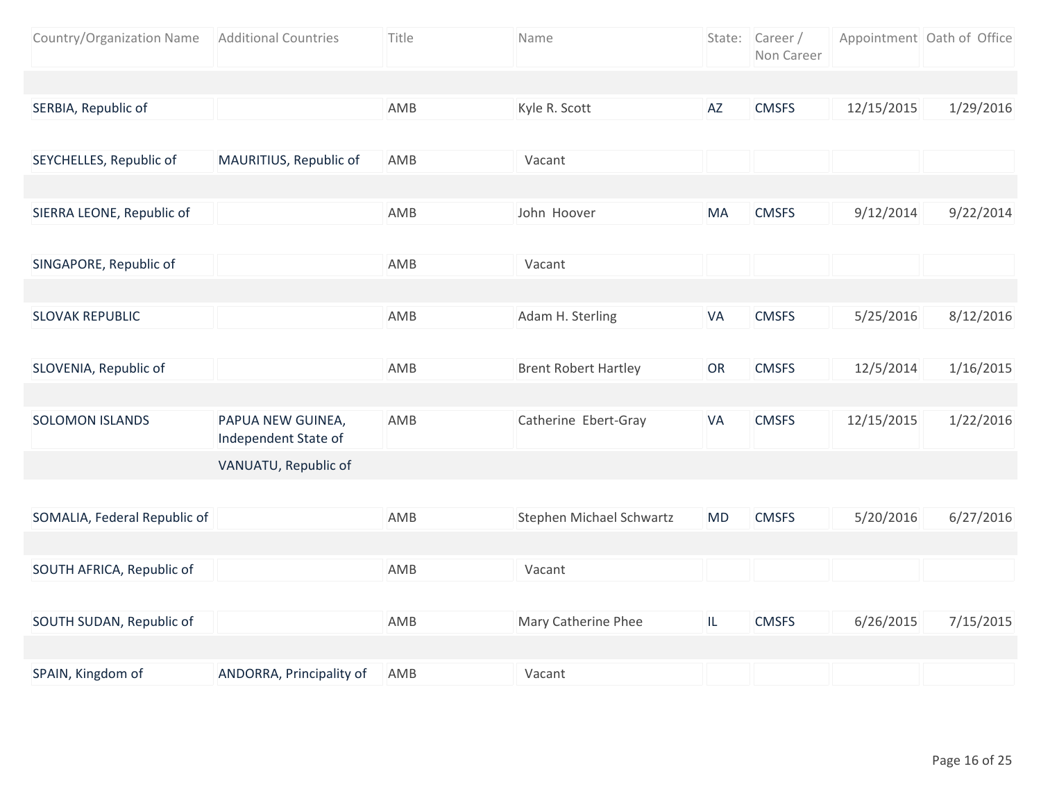| Country/Organization Name | Additional Countries | Title | Name | State: | Career / Non Career | Appointment | Oath of Office |
|---|---|---|---|---|---|---|---|
| SERBIA, Republic of | | AMB | Kyle R. Scott | AZ | CMSFS | 12/15/2015 | 1/29/2016 |
| SEYCHELLES, Republic of | MAURITIUS, Republic of | AMB | Vacant | | | | |
| SIERRA LEONE, Republic of | | AMB | John Hoover | MA | CMSFS | 9/12/2014 | 9/22/2014 |
| SINGAPORE, Republic of | | AMB | Vacant | | | | |
| SLOVAK REPUBLIC | | AMB | Adam H. Sterling | VA | CMSFS | 5/25/2016 | 8/12/2016 |
| SLOVENIA, Republic of | | AMB | Brent Robert Hartley | OR | CMSFS | 12/5/2014 | 1/16/2015 |
| SOLOMON ISLANDS | PAPUA NEW GUINEA, Independent State of | AMB | Catherine Ebert-Gray | VA | CMSFS | 12/15/2015 | 1/22/2016 |
| | VANUATU, Republic of | | | | | | |
| SOMALIA, Federal Republic of | | AMB | Stephen Michael Schwartz | MD | CMSFS | 5/20/2016 | 6/27/2016 |
| SOUTH AFRICA, Republic of | | AMB | Vacant | | | | |
| SOUTH SUDAN, Republic of | | AMB | Mary Catherine Phee | IL | CMSFS | 6/26/2015 | 7/15/2015 |
| SPAIN, Kingdom of | ANDORRA, Principality of | AMB | Vacant | | | | |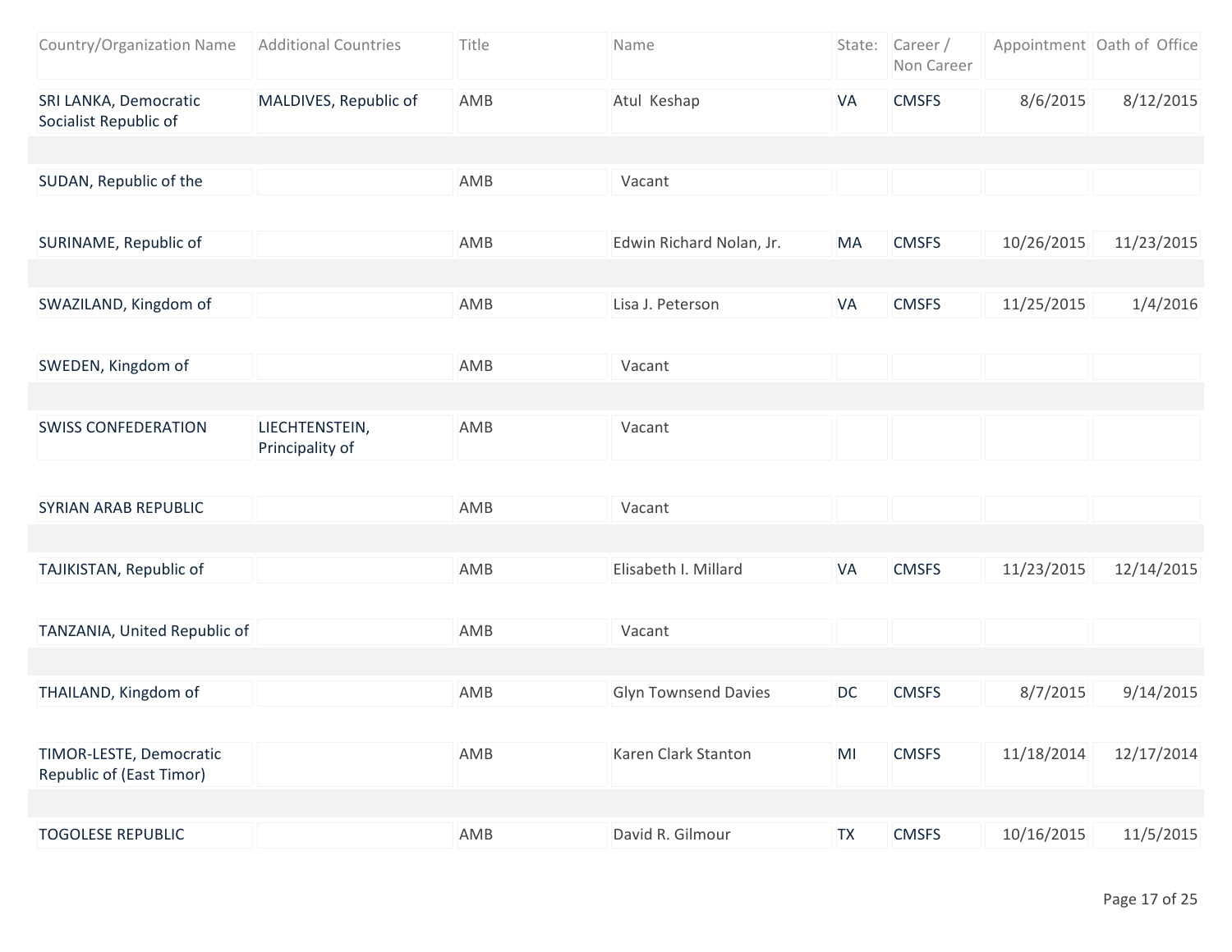| Country/Organization Name | Additional Countries | Title | Name | State: | Career / Non Career | Appointment | Oath of Office |
|---|---|---|---|---|---|---|---|
| SRI LANKA, Democratic Socialist Republic of | MALDIVES, Republic of | AMB | Atul Keshap | VA | CMSFS | 8/6/2015 | 8/12/2015 |
| SUDAN, Republic of the | | AMB | Vacant | | | | |
| SURINAME, Republic of | | AMB | Edwin Richard Nolan, Jr. | MA | CMSFS | 10/26/2015 | 11/23/2015 |
| SWAZILAND, Kingdom of | | AMB | Lisa J. Peterson | VA | CMSFS | 11/25/2015 | 1/4/2016 |
| SWEDEN, Kingdom of | | AMB | Vacant | | | | |
| SWISS CONFEDERATION | LIECHTENSTEIN, Principality of | AMB | Vacant | | | | |
| SYRIAN ARAB REPUBLIC | | AMB | Vacant | | | | |
| TAJIKISTAN, Republic of | | AMB | Elisabeth I. Millard | VA | CMSFS | 11/23/2015 | 12/14/2015 |
| TANZANIA, United Republic of | | AMB | Vacant | | | | |
| THAILAND, Kingdom of | | AMB | Glyn Townsend Davies | DC | CMSFS | 8/7/2015 | 9/14/2015 |
| TIMOR-LESTE, Democratic Republic of (East Timor) | | AMB | Karen Clark Stanton | MI | CMSFS | 11/18/2014 | 12/17/2014 |
| TOGOLESE REPUBLIC | | AMB | David R. Gilmour | TX | CMSFS | 10/16/2015 | 11/5/2015 |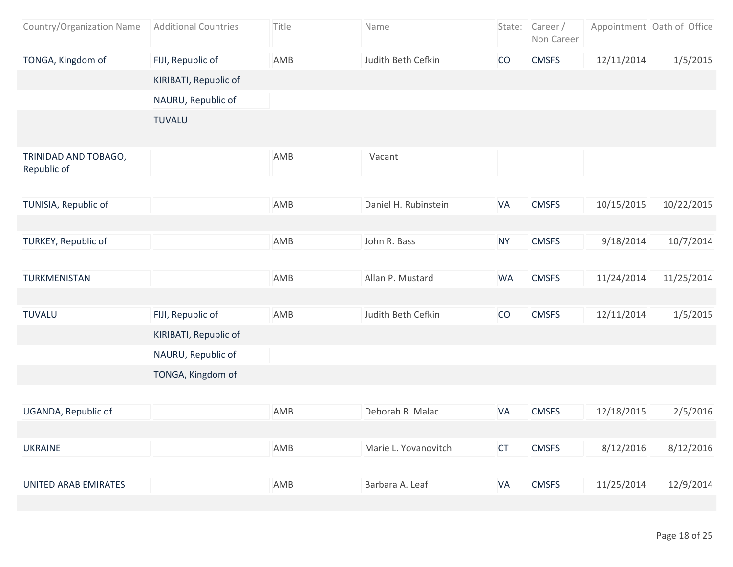| Country/Organization Name | Additional Countries | Title | Name | State: | Career / Non Career | Appointment | Oath of Office |
| --- | --- | --- | --- | --- | --- | --- | --- |
| TONGA, Kingdom of | FIJI, Republic of | AMB | Judith Beth Cefkin | CO | CMSFS | 12/11/2014 | 1/5/2015 |
| | KIRIBATI, Republic of | | | | | | |
| | NAURU, Republic of | | | | | | |
| | TUVALU | | | | | | |
| TRINIDAD AND TOBAGO, Republic of | | AMB | Vacant | | | | |
| TUNISIA, Republic of | | AMB | Daniel H. Rubinstein | VA | CMSFS | 10/15/2015 | 10/22/2015 |
| TURKEY, Republic of | | AMB | John R. Bass | NY | CMSFS | 9/18/2014 | 10/7/2014 |
| TURKMENISTAN | | AMB | Allan P. Mustard | WA | CMSFS | 11/24/2014 | 11/25/2014 |
| TUVALU | FIJI, Republic of | AMB | Judith Beth Cefkin | CO | CMSFS | 12/11/2014 | 1/5/2015 |
| | KIRIBATI, Republic of | | | | | | |
| | NAURU, Republic of | | | | | | |
| | TONGA, Kingdom of | | | | | | |
| UGANDA, Republic of | | AMB | Deborah R. Malac | VA | CMSFS | 12/18/2015 | 2/5/2016 |
| UKRAINE | | AMB | Marie L. Yovanovitch | CT | CMSFS | 8/12/2016 | 8/12/2016 |
| UNITED ARAB EMIRATES | | AMB | Barbara A. Leaf | VA | CMSFS | 11/25/2014 | 12/9/2014 |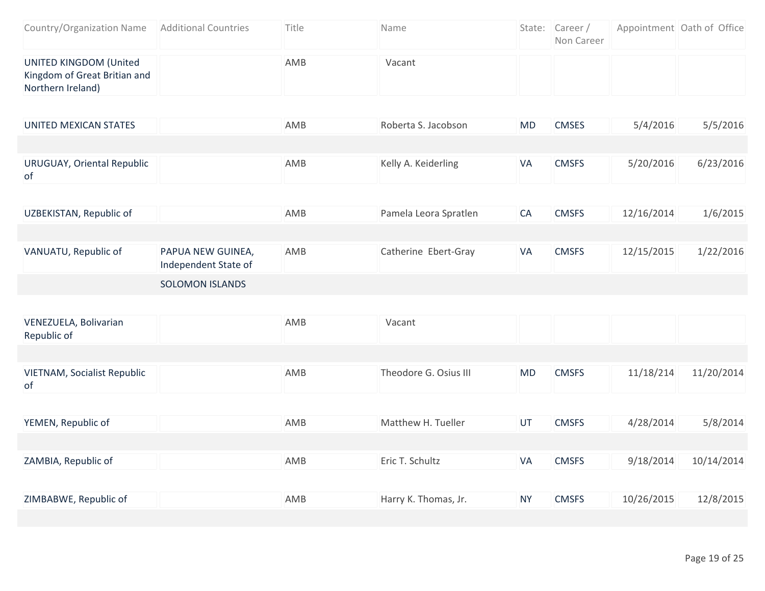| Country/Organization Name | Additional Countries | Title | Name | State: | Career / Non Career | Appointment | Oath of Office |
|---|---|---|---|---|---|---|---|
| UNITED KINGDOM (United Kingdom of Great Britian and Northern Ireland) | | AMB | Vacant | | | | |
| UNITED MEXICAN STATES | | AMB | Roberta S. Jacobson | MD | CMSES | 5/4/2016 | 5/5/2016 |
| URUGUAY, Oriental Republic of | | AMB | Kelly A. Keiderling | VA | CMSFS | 5/20/2016 | 6/23/2016 |
| UZBEKISTAN, Republic of | | AMB | Pamela Leora Spratlen | CA | CMSFS | 12/16/2014 | 1/6/2015 |
| VANUATU, Republic of | PAPUA NEW GUINEA, Independent State of | AMB | Catherine Ebert-Gray | VA | CMSFS | 12/15/2015 | 1/22/2016 |
| | SOLOMON ISLANDS | | | | | | |
| VENEZUELA, Bolivarian Republic of | | AMB | Vacant | | | | |
| VIETNAM, Socialist Republic of | | AMB | Theodore G. Osius III | MD | CMSFS | 11/18/214 | 11/20/2014 |
| YEMEN, Republic of | | AMB | Matthew H. Tueller | UT | CMSFS | 4/28/2014 | 5/8/2014 |
| ZAMBIA, Republic of | | AMB | Eric T. Schultz | VA | CMSFS | 9/18/2014 | 10/14/2014 |
| ZIMBABWE, Republic of | | AMB | Harry K. Thomas, Jr. | NY | CMSFS | 10/26/2015 | 12/8/2015 |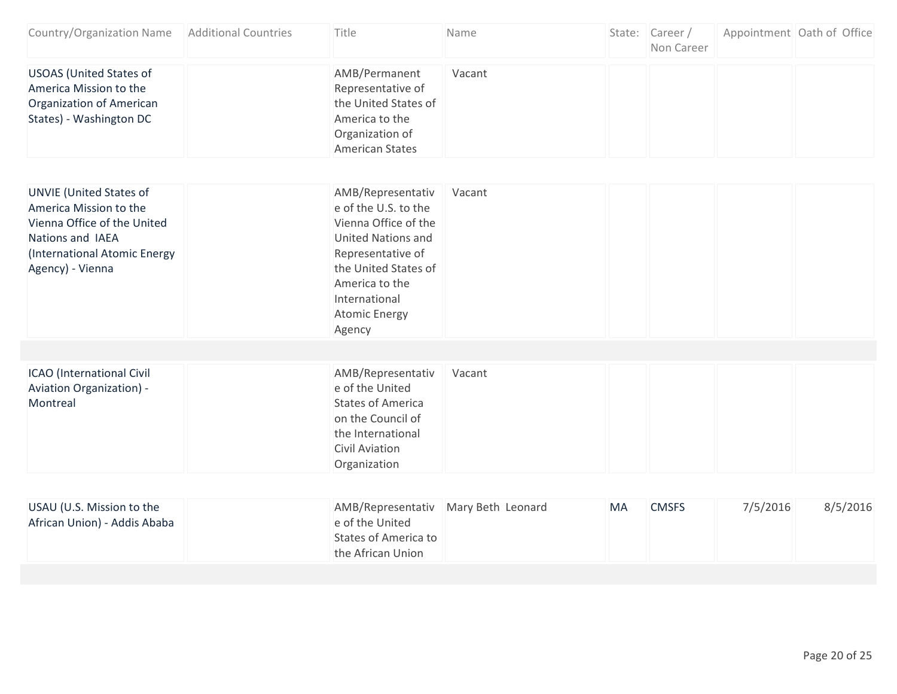| Country/Organization Name | Additional Countries | Title | Name | State: | Career / Non Career | Appointment | Oath of Office |
|---|---|---|---|---|---|---|---|
| USOAS (United States of America Mission to the Organization of American States) - Washington DC | | AMB/Permanent Representative of the United States of America to the Organization of American States | Vacant | | | | |
| UNVIE (United States of America Mission to the Vienna Office of the United Nations and IAEA (International Atomic Energy Agency) - Vienna | | AMB/Representative of the U.S. to the Vienna Office of the United Nations and Representative of the United States of America to the International Atomic Energy Agency | Vacant | | | | |
| ICAO (International Civil Aviation Organization) - Montreal | | AMB/Representative of the United States of America on the Council of the International Civil Aviation Organization | Vacant | | | | |
| USAU (U.S. Mission to the African Union) - Addis Ababa | | AMB/Representative of the United States of America to the African Union | Mary Beth Leonard | MA | CMSFS | 7/5/2016 | 8/5/2016 |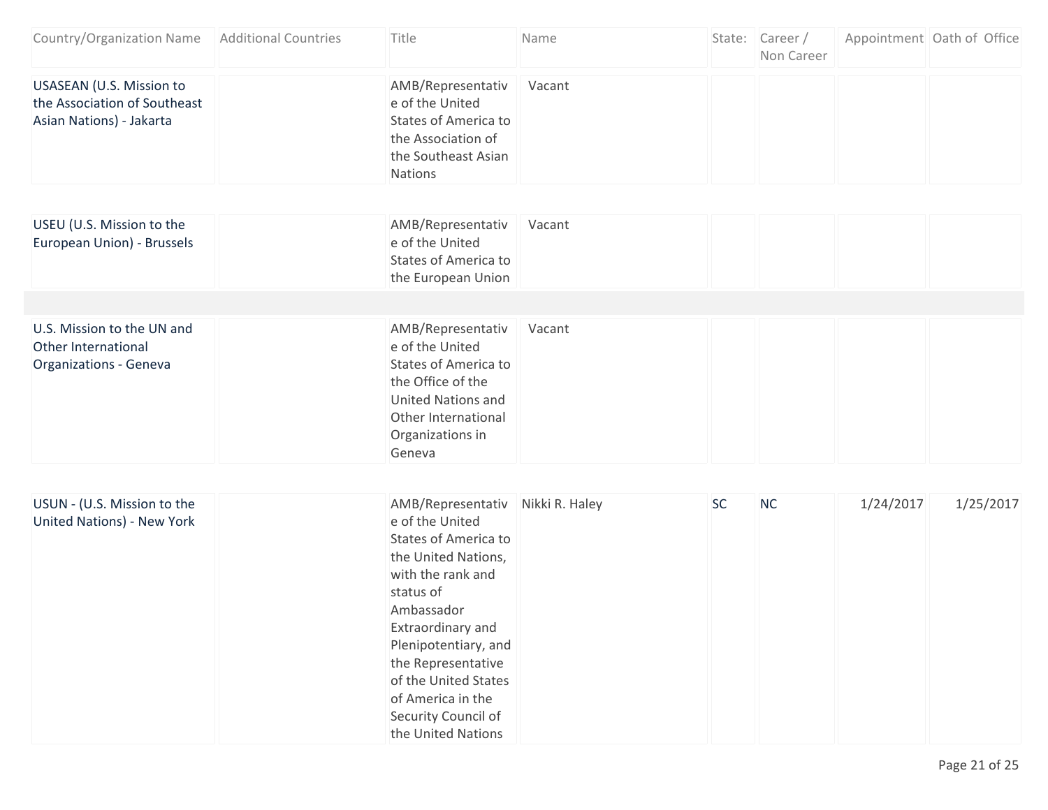| Country/Organization Name | Additional Countries | Title | Name | State: | Career / Non Career | Appointment | Oath of Office |
|---|---|---|---|---|---|---|---|
| USASEAN (U.S. Mission to the Association of Southeast Asian Nations) - Jakarta | | AMB/Representative of the United States of America to the Association of the Southeast Asian Nations | Vacant | | | | |
| USEU (U.S. Mission to the European Union) - Brussels | | AMB/Representative of the United States of America to the European Union | Vacant | | | | |
| U.S. Mission to the UN and Other International Organizations - Geneva | | AMB/Representative of the United States of America to the Office of the United Nations and Other International Organizations in Geneva | Vacant | | | | |
| USUN - (U.S. Mission to the United Nations) - New York | | AMB/Representative of the United States of America to the United Nations, with the rank and status of Ambassador Extraordinary and Plenipotentiary, and the Representative of the United States of America in the Security Council of the United Nations | Nikki R. Haley | SC | NC | 1/24/2017 | 1/25/2017 |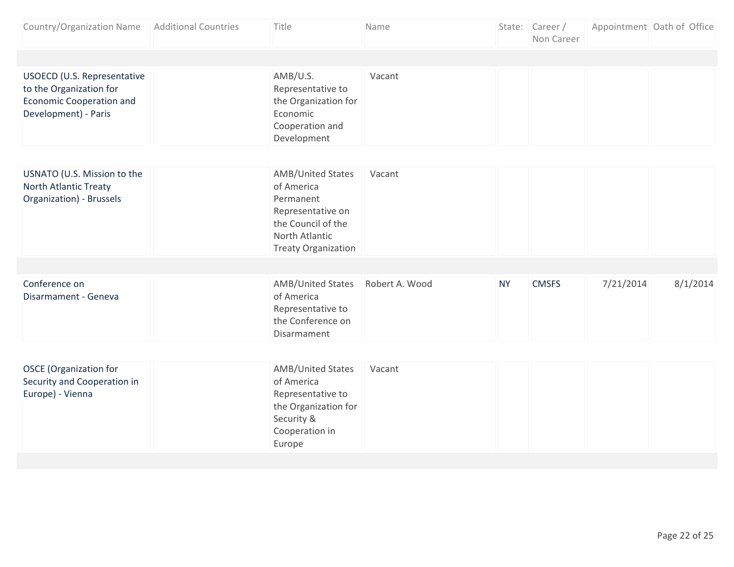| Country/Organization Name | Additional Countries | Title | Name | State: | Career / Non Career | Appointment | Oath of Office |
|---|---|---|---|---|---|---|---|
| USOECD (U.S. Representative to the Organization for Economic Cooperation and Development) - Paris | | AMB/U.S. Representative to the Organization for Economic Cooperation and Development | Vacant | | | | |
| USNATO (U.S. Mission to the North Atlantic Treaty Organization) - Brussels | | AMB/United States of America Permanent Representative on the Council of the North Atlantic Treaty Organization | Vacant | | | | |
| Conference on Disarmament - Geneva | | AMB/United States of America Representative to the Conference on Disarmament | Robert A. Wood | NY | CMSFS | 7/21/2014 | 8/1/2014 |
| OSCE (Organization for Security and Cooperation in Europe) - Vienna | | AMB/United States of America Representative to the Organization for Security & Cooperation in Europe | Vacant | | | | |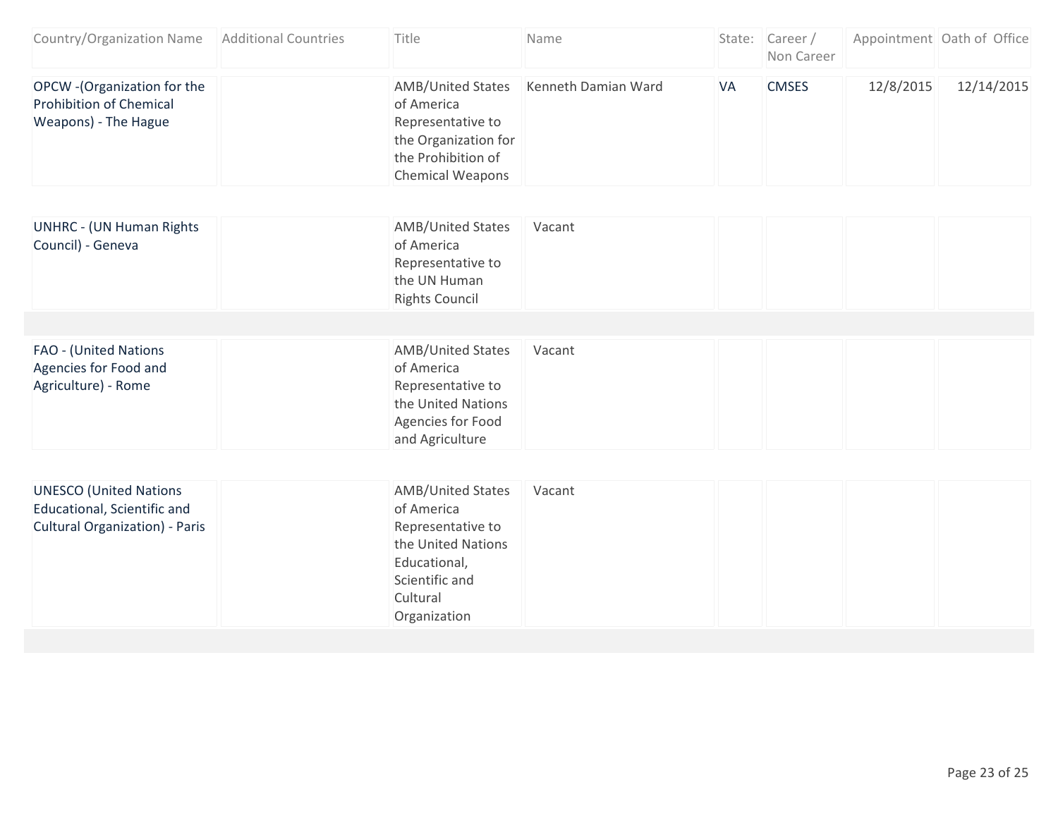| Country/Organization Name | Additional Countries | Title | Name | State: | Career / Non Career | Appointment | Oath of Office |
|---|---|---|---|---|---|---|---|
| OPCW -(Organization for the Prohibition of Chemical Weapons) - The Hague | | AMB/United States of America Representative to the Organization for the Prohibition of Chemical Weapons | Kenneth Damian Ward | VA | CMSES | 12/8/2015 | 12/14/2015 |
| UNHRC - (UN Human Rights Council) - Geneva | | AMB/United States of America Representative to the UN Human Rights Council | Vacant | | | | |
| FAO - (United Nations Agencies for Food and Agriculture) - Rome | | AMB/United States of America Representative to the United Nations Agencies for Food and Agriculture | Vacant | | | | |
| UNESCO (United Nations Educational, Scientific and Cultural Organization) - Paris | | AMB/United States of America Representative to the United Nations Educational, Scientific and Cultural Organization | Vacant | | | | |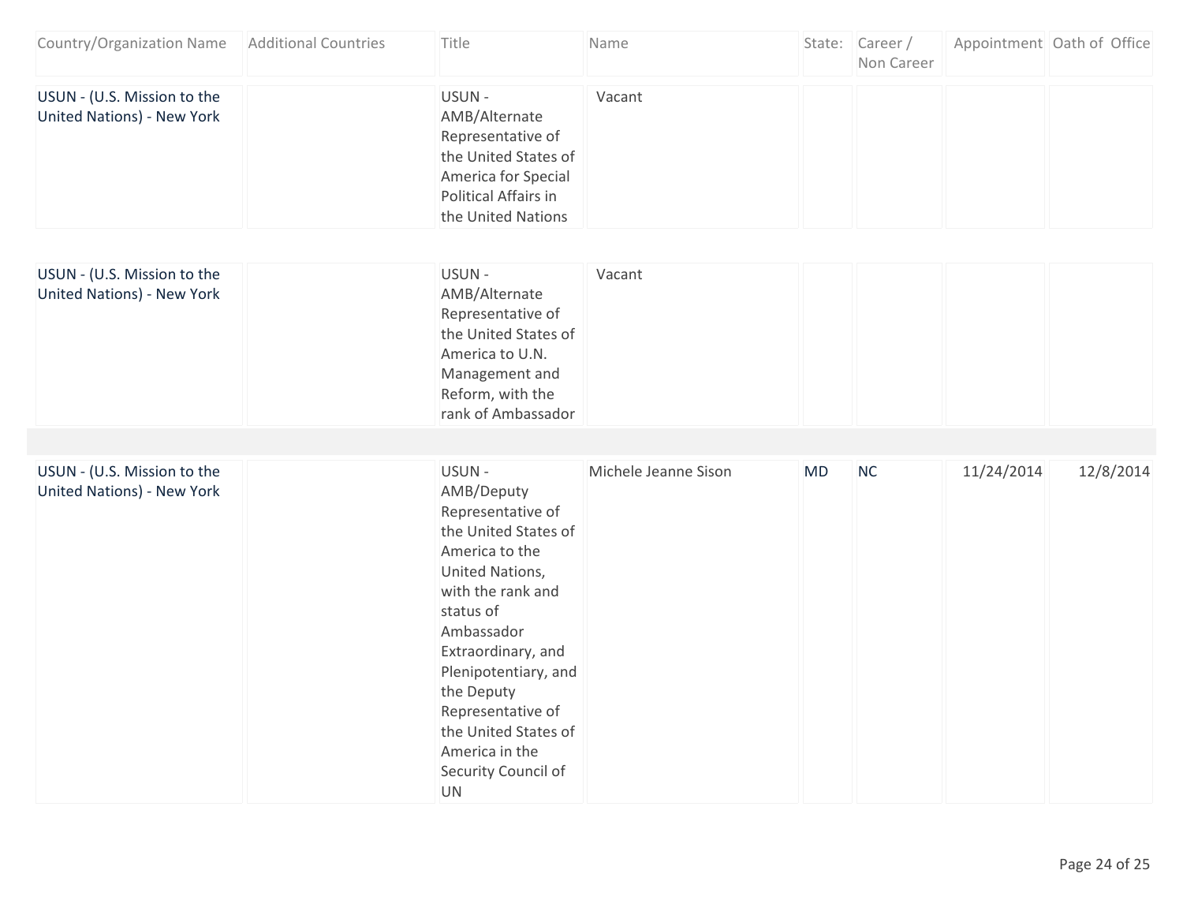| Country/Organization Name | Additional Countries | Title | Name | State: | Career / Non Career | Appointment | Oath of Office |
|---|---|---|---|---|---|---|---|
| USUN - (U.S. Mission to the United Nations) - New York | | USUN - AMB/Alternate Representative of the United States of America for Special Political Affairs in the United Nations | Vacant | | | | |
| USUN - (U.S. Mission to the United Nations) - New York | | USUN - AMB/Alternate Representative of the United States of America to U.N. Management and Reform, with the rank of Ambassador | Vacant | | | | |
| USUN - (U.S. Mission to the United Nations) - New York | | USUN - AMB/Deputy Representative of the United States of America to the United Nations, with the rank and status of Ambassador Extraordinary, and Plenipotentiary, and the Deputy Representative of the United States of America in the Security Council of UN | Michele Jeanne Sison | MD | NC | 11/24/2014 | 12/8/2014 |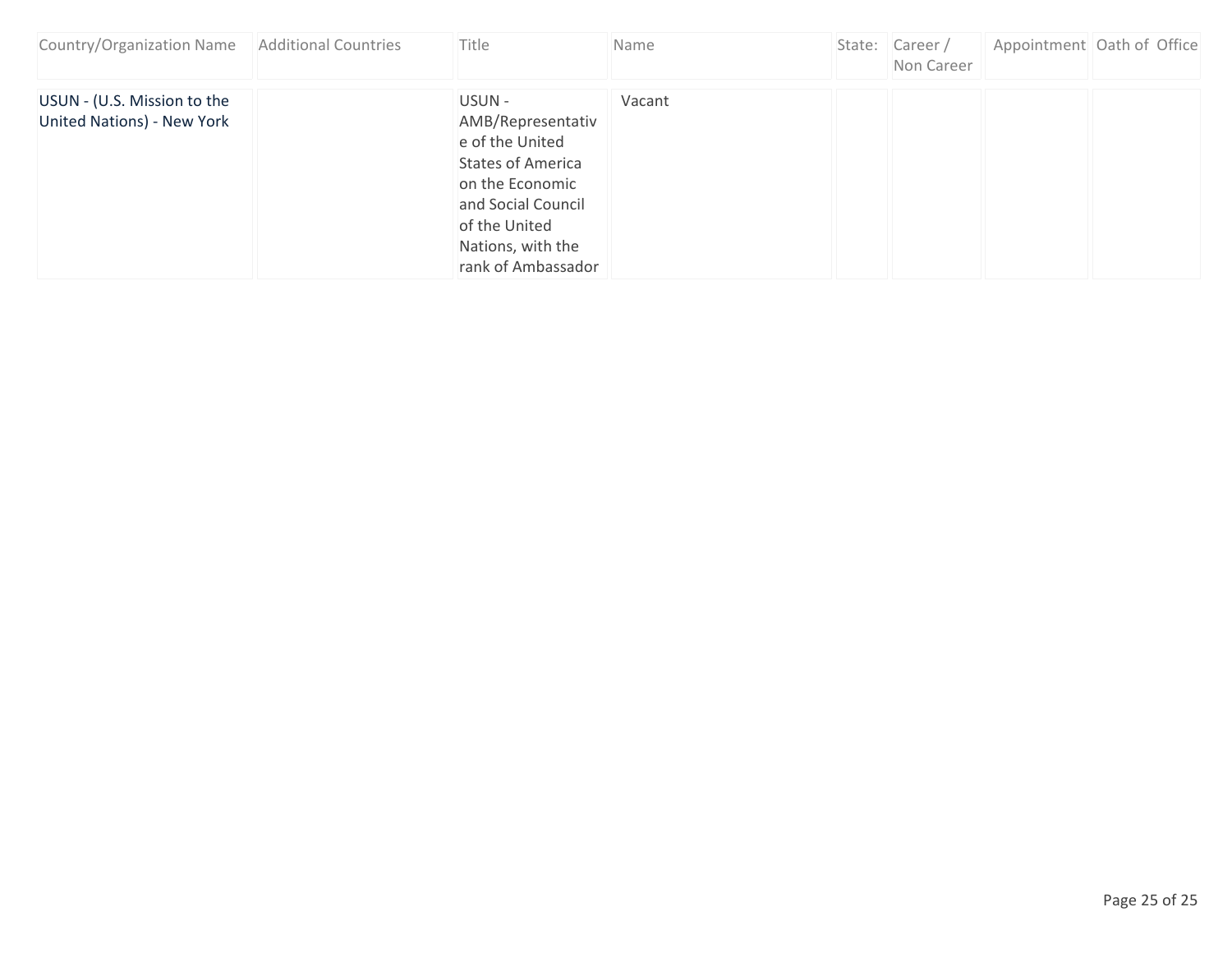| Country/Organization Name | Additional Countries | Title | Name | State: | Career / Non Career | Appointment | Oath of Office |
|---|---|---|---|---|---|---|---|
| USUN - (U.S. Mission to the United Nations) - New York | | USUN - AMB/Representative of the United States of America on the Economic and Social Council of the United Nations, with the rank of Ambassador | Vacant | | | | |